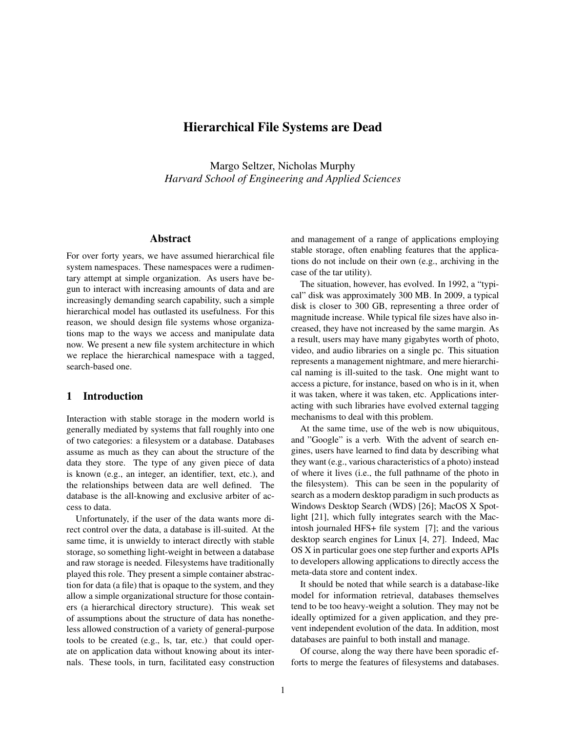# Hierarchical File Systems are Dead

Margo Seltzer, Nicholas Murphy
*Harvard School of Engineering and Applied Sciences*

## Abstract

For over forty years, we have assumed hierarchical file system namespaces. These namespaces were a rudimentary attempt at simple organization. As users have begun to interact with increasing amounts of data and are increasingly demanding search capability, such a simple hierarchical model has outlasted its usefulness. For this reason, we should design file systems whose organizations map to the ways we access and manipulate data now. We present a new file system architecture in which we replace the hierarchical namespace with a tagged, search-based one.

## 1 Introduction

Interaction with stable storage in the modern world is generally mediated by systems that fall roughly into one of two categories: a filesystem or a database. Databases assume as much as they can about the structure of the data they store. The type of any given piece of data is known (e.g., an integer, an identifier, text, etc.), and the relationships between data are well defined. The database is the all-knowing and exclusive arbiter of access to data.

Unfortunately, if the user of the data wants more direct control over the data, a database is ill-suited. At the same time, it is unwieldy to interact directly with stable storage, so something light-weight in between a database and raw storage is needed. Filesystems have traditionally played this role. They present a simple container abstraction for data (a file) that is opaque to the system, and they allow a simple organizational structure for those containers (a hierarchical directory structure). This weak set of assumptions about the structure of data has nonetheless allowed construction of a variety of general-purpose tools to be created (e.g., ls, tar, etc.) that could operate on application data without knowing about its internals. These tools, in turn, facilitated easy construction and management of a range of applications employing stable storage, often enabling features that the applications do not include on their own (e.g., archiving in the case of the tar utility).

The situation, however, has evolved. In 1992, a "typical" disk was approximately 300 MB. In 2009, a typical disk is closer to 300 GB, representing a three order of magnitude increase. While typical file sizes have also increased, they have not increased by the same margin. As a result, users may have many gigabytes worth of photo, video, and audio libraries on a single pc. This situation represents a management nightmare, and mere hierarchical naming is ill-suited to the task. One might want to access a picture, for instance, based on who is in it, when it was taken, where it was taken, etc. Applications interacting with such libraries have evolved external tagging mechanisms to deal with this problem.

At the same time, use of the web is now ubiquitous, and "Google" is a verb. With the advent of search engines, users have learned to find data by describing what they want (e.g., various characteristics of a photo) instead of where it lives (i.e., the full pathname of the photo in the filesystem). This can be seen in the popularity of search as a modern desktop paradigm in such products as Windows Desktop Search (WDS) [26]; MacOS X Spotlight [21], which fully integrates search with the Macintosh journaled HFS+ file system [7]; and the various desktop search engines for Linux [4, 27]. Indeed, Mac OS X in particular goes one step further and exports APIs to developers allowing applications to directly access the meta-data store and content index.

It should be noted that while search is a database-like model for information retrieval, databases themselves tend to be too heavy-weight a solution. They may not be ideally optimized for a given application, and they prevent independent evolution of the data. In addition, most databases are painful to both install and manage.

Of course, along the way there have been sporadic efforts to merge the features of filesystems and databases.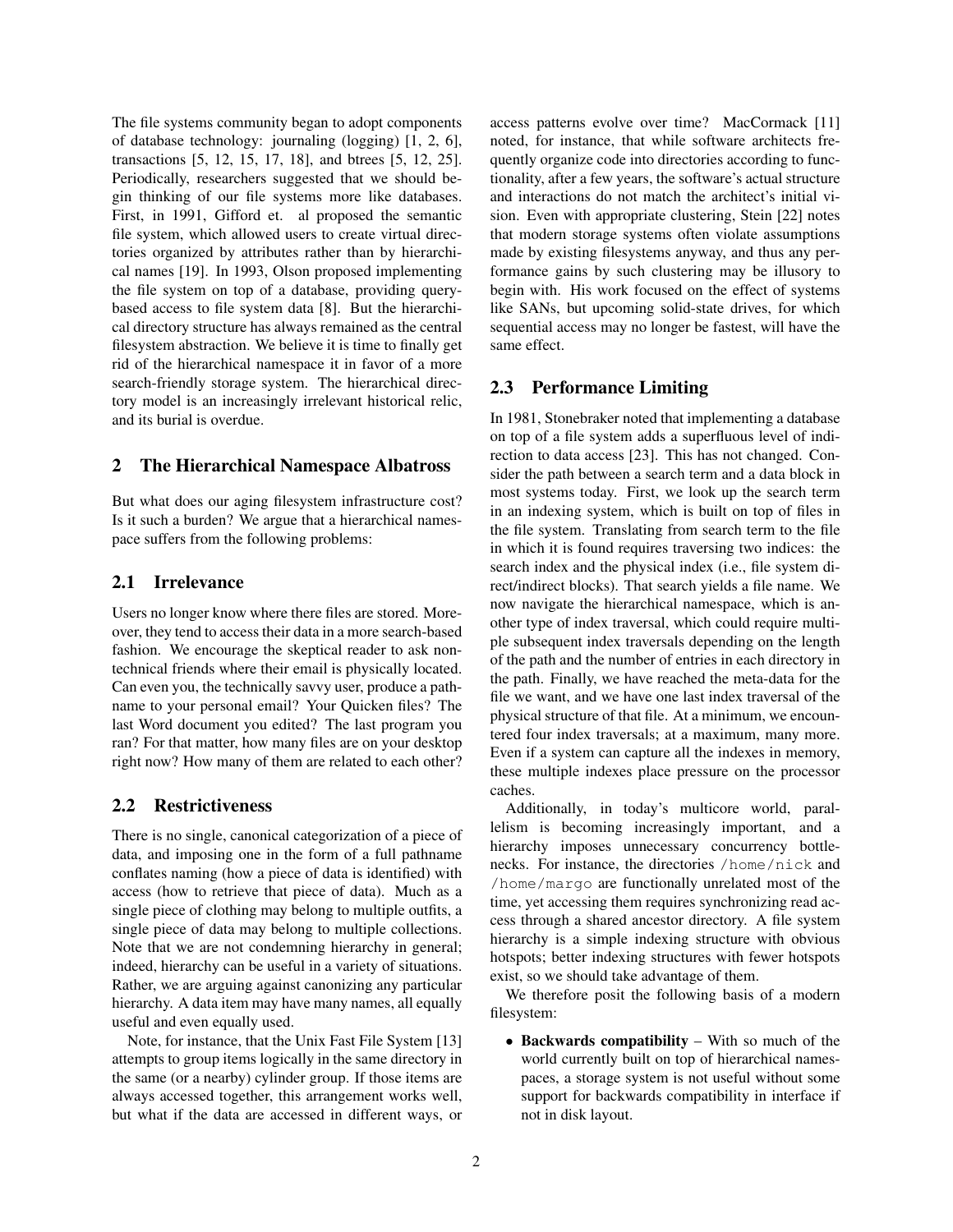The file systems community began to adopt components of database technology: journaling (logging) [1, 2, 6], transactions [5, 12, 15, 17, 18], and btrees [5, 12, 25]. Periodically, researchers suggested that we should begin thinking of our file systems more like databases. First, in 1991, Gifford et. al proposed the semantic file system, which allowed users to create virtual directories organized by attributes rather than by hierarchical names [19]. In 1993, Olson proposed implementing the file system on top of a database, providing query-based access to file system data [8]. But the hierarchical directory structure has always remained as the central filesystem abstraction. We believe it is time to finally get rid of the hierarchical namespace it in favor of a more search-friendly storage system. The hierarchical directory model is an increasingly irrelevant historical relic, and its burial is overdue.

## 2 The Hierarchical Namespace Albatross

But what does our aging filesystem infrastructure cost? Is it such a burden? We argue that a hierarchical namespace suffers from the following problems:

### 2.1 Irrelevance

Users no longer know where there files are stored. Moreover, they tend to access their data in a more search-based fashion. We encourage the skeptical reader to ask non-technical friends where their email is physically located. Can even you, the technically savvy user, produce a pathname to your personal email? Your Quicken files? The last Word document you edited? The last program you ran? For that matter, how many files are on your desktop right now? How many of them are related to each other?

### 2.2 Restrictiveness

There is no single, canonical categorization of a piece of data, and imposing one in the form of a full pathname conflates naming (how a piece of data is identified) with access (how to retrieve that piece of data). Much as a single piece of clothing may belong to multiple outfits, a single piece of data may belong to multiple collections. Note that we are not condemning hierarchy in general; indeed, hierarchy can be useful in a variety of situations. Rather, we are arguing against canonizing any particular hierarchy. A data item may have many names, all equally useful and even equally used.

Note, for instance, that the Unix Fast File System [13] attempts to group items logically in the same directory in the same (or a nearby) cylinder group. If those items are always accessed together, this arrangement works well, but what if the data are accessed in different ways, or access patterns evolve over time? MacCormack [11] noted, for instance, that while software architects frequently organize code into directories according to functionality, after a few years, the software's actual structure and interactions do not match the architect's initial vision. Even with appropriate clustering, Stein [22] notes that modern storage systems often violate assumptions made by existing filesystems anyway, and thus any performance gains by such clustering may be illusory to begin with. His work focused on the effect of systems like SANs, but upcoming solid-state drives, for which sequential access may no longer be fastest, will have the same effect.

### 2.3 Performance Limiting

In 1981, Stonebraker noted that implementing a database on top of a file system adds a superfluous level of indirection to data access [23]. This has not changed. Consider the path between a search term and a data block in most systems today. First, we look up the search term in an indexing system, which is built on top of files in the file system. Translating from search term to the file in which it is found requires traversing two indices: the search index and the physical index (i.e., file system direct/indirect blocks). That search yields a file name. We now navigate the hierarchical namespace, which is another type of index traversal, which could require multiple subsequent index traversals depending on the length of the path and the number of entries in each directory in the path. Finally, we have reached the meta-data for the file we want, and we have one last index traversal of the physical structure of that file. At a minimum, we encountered four index traversals; at a maximum, many more. Even if a system can capture all the indexes in memory, these multiple indexes place pressure on the processor caches.

Additionally, in today's multicore world, parallelism is becoming increasingly important, and a hierarchy imposes unnecessary concurrency bottlenecks. For instance, the directories `/home/nick` and `/home/margo` are functionally unrelated most of the time, yet accessing them requires synchronizing read access through a shared ancestor directory. A file system hierarchy is a simple indexing structure with obvious hotspots; better indexing structures with fewer hotspots exist, so we should take advantage of them.

We therefore posit the following basis of a modern filesystem:

- **Backwards compatibility** – With so much of the world currently built on top of hierarchical namespaces, a storage system is not useful without some support for backwards compatibility in interface if not in disk layout.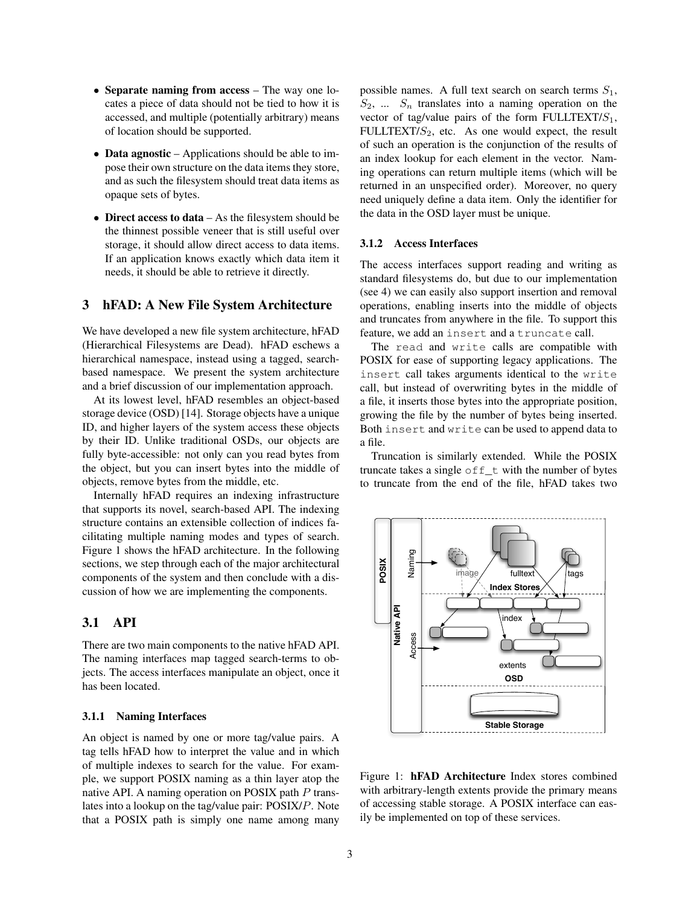- **Separate naming from access** – The way one locates a piece of data should not be tied to how it is accessed, and multiple (potentially arbitrary) means of location should be supported.
- **Data agnostic** – Applications should be able to impose their own structure on the data items they store, and as such the filesystem should treat data items as opaque sets of bytes.
- **Direct access to data** – As the filesystem should be the thinnest possible veneer that is still useful over storage, it should allow direct access to data items. If an application knows exactly which data item it needs, it should be able to retrieve it directly.

## 3 hFAD: A New File System Architecture

We have developed a new file system architecture, hFAD (Hierarchical Filesystems are Dead). hFAD eschews a hierarchical namespace, instead using a tagged, search-based namespace. We present the system architecture and a brief discussion of our implementation approach.

At its lowest level, hFAD resembles an object-based storage device (OSD) [14]. Storage objects have a unique ID, and higher layers of the system access these objects by their ID. Unlike traditional OSDs, our objects are fully byte-accessible: not only can you read bytes from the object, but you can insert bytes into the middle of objects, remove bytes from the middle, etc.

Internally hFAD requires an indexing infrastructure that supports its novel, search-based API. The indexing structure contains an extensible collection of indices facilitating multiple naming modes and types of search. Figure 1 shows the hFAD architecture. In the following sections, we step through each of the major architectural components of the system and then conclude with a discussion of how we are implementing the components.

### 3.1 API

There are two main components to the native hFAD API. The naming interfaces map tagged search-terms to objects. The access interfaces manipulate an object, once it has been located.

#### 3.1.1 Naming Interfaces

An object is named by one or more tag/value pairs. A tag tells hFAD how to interpret the value and in which of multiple indexes to search for the value. For example, we support POSIX naming as a thin layer atop the native API. A naming operation on POSIX path $P$ translates into a lookup on the tag/value pair: POSIX/$P$. Note that a POSIX path is simply one name among many possible names. A full text search on search terms $S_1$, $S_2$, ... $S_n$ translates into a naming operation on the vector of tag/value pairs of the form FULLTEXT/$S_1$, FULLTEXT/$S_2$, etc. As one would expect, the result of such an operation is the conjunction of the results of an index lookup for each element in the vector. Naming operations can return multiple items (which will be returned in an unspecified order). Moreover, no query need uniquely define a data item. Only the identifier for the data in the OSD layer must be unique.

#### 3.1.2 Access Interfaces

The access interfaces support reading and writing as standard filesystems do, but due to our implementation (see 4) we can easily also support insertion and removal operations, enabling inserts into the middle of objects and truncates from anywhere in the file. To support this feature, we add an `insert` and a `truncate` call.

The `read` and `write` calls are compatible with POSIX for ease of supporting legacy applications. The `insert` call takes arguments identical to the `write` call, but instead of overwriting bytes in the middle of a file, it inserts those bytes into the appropriate position, growing the file by the number of bytes being inserted. Both `insert` and `write` can be used to append data to a file.

Truncation is similarly extended. While the POSIX truncate takes a single `off_t` with the number of bytes to truncate from the end of the file, hFAD takes two

POSIX
Native API
Naming
Access
image
fulltext
tags
Index Stores
index
extents
OSD
Stable Storage

Figure 1: **hFAD Architecture** Index stores combined with arbitrary-length extents provide the primary means of accessing stable storage. A POSIX interface can easily be implemented on top of these services.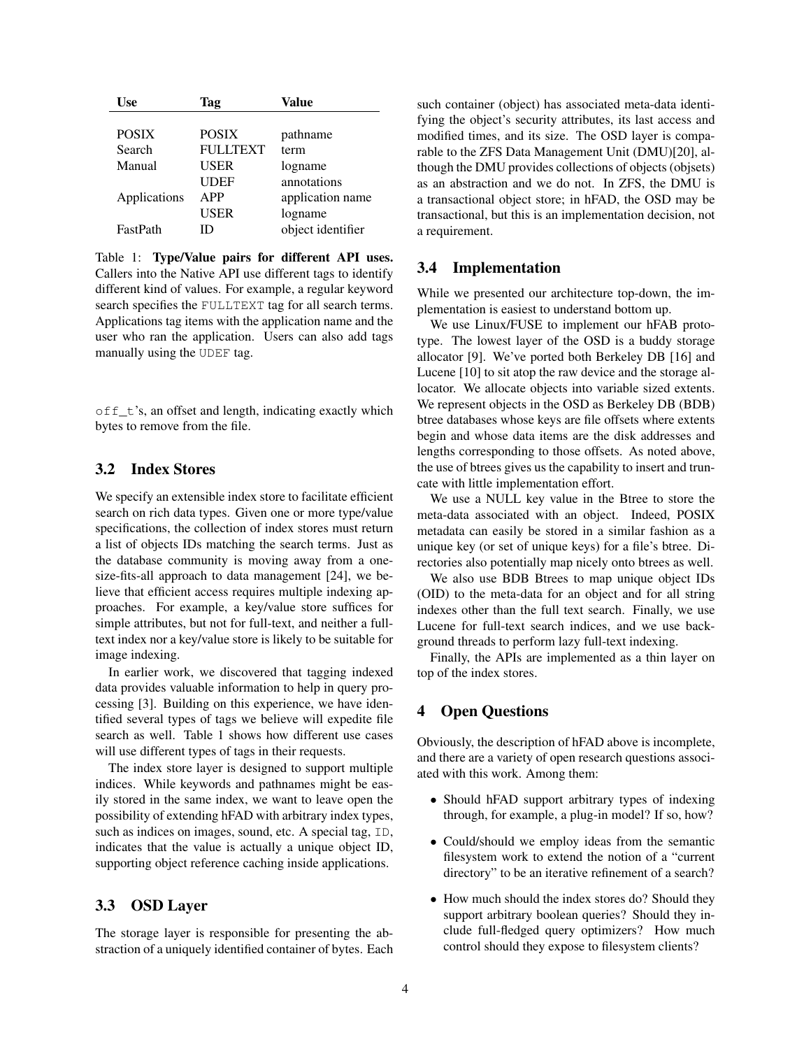| Use | Tag | Value |
|---|---|---|
| POSIX | POSIX | pathname |
| Search | FULLTEXT | term |
| Manual | USER | logname |
| | UDEF | annotations |
| Applications | APP | application name |
| | USER | logname |
| FastPath | ID | object identifier |

Table 1: **Type/Value pairs for different API uses.** Callers into the Native API use different tags to identify different kind of values. For example, a regular keyword search specifies the `FULLTEXT` tag for all search terms. Applications tag items with the application name and the user who ran the application. Users can also add tags manually using the `UDEF` tag.

`off_t`'s, an offset and length, indicating exactly which bytes to remove from the file.

## 3.2 Index Stores

We specify an extensible index store to facilitate efficient search on rich data types. Given one or more type/value specifications, the collection of index stores must return a list of objects IDs matching the search terms. Just as the database community is moving away from a one-size-fits-all approach to data management [24], we believe that efficient access requires multiple indexing approaches. For example, a key/value store suffices for simple attributes, but not for full-text, and neither a full-text index nor a key/value store is likely to be suitable for image indexing.

In earlier work, we discovered that tagging indexed data provides valuable information to help in query processing [3]. Building on this experience, we have identified several types of tags we believe will expedite file search as well. Table 1 shows how different use cases will use different types of tags in their requests.

The index store layer is designed to support multiple indices. While keywords and pathnames might be easily stored in the same index, we want to leave open the possibility of extending hFAD with arbitrary index types, such as indices on images, sound, etc. A special tag, `ID`, indicates that the value is actually a unique object ID, supporting object reference caching inside applications.

## 3.3 OSD Layer

The storage layer is responsible for presenting the abstraction of a uniquely identified container of bytes. Each such container (object) has associated meta-data identifying the object's security attributes, its last access and modified times, and its size. The OSD layer is comparable to the ZFS Data Management Unit (DMU)[20], although the DMU provides collections of objects (objsets) as an abstraction and we do not. In ZFS, the DMU is a transactional object store; in hFAD, the OSD may be transactional, but this is an implementation decision, not a requirement.

## 3.4 Implementation

While we presented our architecture top-down, the implementation is easiest to understand bottom up.

We use Linux/FUSE to implement our hFAB prototype. The lowest layer of the OSD is a buddy storage allocator [9]. We've ported both Berkeley DB [16] and Lucene [10] to sit atop the raw device and the storage allocator. We allocate objects into variable sized extents. We represent objects in the OSD as Berkeley DB (BDB) btree databases whose keys are file offsets where extents begin and whose data items are the disk addresses and lengths corresponding to those offsets. As noted above, the use of btrees gives us the capability to insert and truncate with little implementation effort.

We use a NULL key value in the Btree to store the meta-data associated with an object. Indeed, POSIX metadata can easily be stored in a similar fashion as a unique key (or set of unique keys) for a file's btree. Directories also potentially map nicely onto btrees as well.

We also use BDB Btrees to map unique object IDs (OID) to the meta-data for an object and for all string indexes other than the full text search. Finally, we use Lucene for full-text search indices, and we use background threads to perform lazy full-text indexing.

Finally, the APIs are implemented as a thin layer on top of the index stores.

# 4 Open Questions

Obviously, the description of hFAD above is incomplete, and there are a variety of open research questions associated with this work. Among them:

- Should hFAD support arbitrary types of indexing through, for example, a plug-in model? If so, how?
- Could/should we employ ideas from the semantic filesystem work to extend the notion of a "current directory" to be an iterative refinement of a search?
- How much should the index stores do? Should they support arbitrary boolean queries? Should they include full-fledged query optimizers? How much control should they expose to filesystem clients?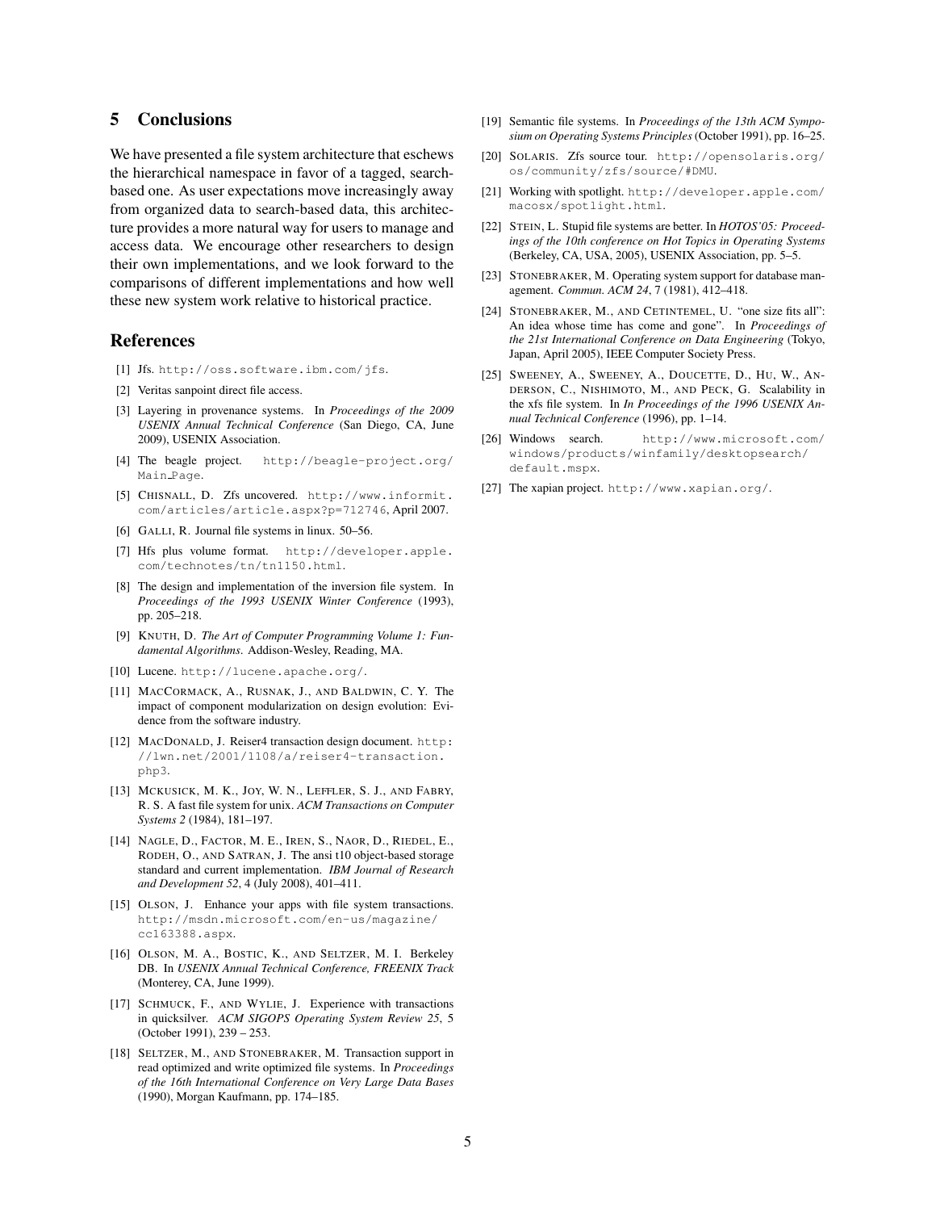## 5 Conclusions

We have presented a file system architecture that eschews the hierarchical namespace in favor of a tagged, search-based one. As user expectations move increasingly away from organized data to search-based data, this architecture provides a more natural way for users to manage and access data. We encourage other researchers to design their own implementations, and we look forward to the comparisons of different implementations and how well these new system work relative to historical practice.

## References

[1] Jfs. http://oss.software.ibm.com/jfs.

[2] Veritas sanpoint direct file access.

[3] Layering in provenance systems. In *Proceedings of the 2009 USENIX Annual Technical Conference* (San Diego, CA, June 2009), USENIX Association.

[4] The beagle project. http://beagle-project.org/Main_Page.

[5] CHISNALL, D. Zfs uncovered. http://www.informit.com/articles/article.aspx?p=712746, April 2007.

[6] GALLI, R. Journal file systems in linux. 50–56.

[7] Hfs plus volume format. http://developer.apple.com/technotes/tn/tn1150.html.

[8] The design and implementation of the inversion file system. In *Proceedings of the 1993 USENIX Winter Conference* (1993), pp. 205–218.

[9] KNUTH, D. *The Art of Computer Programming Volume 1: Fundamental Algorithms*. Addison-Wesley, Reading, MA.

[10] Lucene. http://lucene.apache.org/.

[11] MACCORMACK, A., RUSNAK, J., AND BALDWIN, C. Y. The impact of component modularization on design evolution: Evidence from the software industry.

[12] MACDONALD, J. Reiser4 transaction design document. http://lwn.net/2001/1108/a/reiser4-transaction.php3.

[13] MCKUSICK, M. K., JOY, W. N., LEFFLER, S. J., AND FABRY, R. S. A fast file system for unix. *ACM Transactions on Computer Systems 2* (1984), 181–197.

[14] NAGLE, D., FACTOR, M. E., IREN, S., NAOR, D., RIEDEL, E., RODEH, O., AND SATRAN, J. The ansi t10 object-based storage standard and current implementation. *IBM Journal of Research and Development 52*, 4 (July 2008), 401–411.

[15] OLSON, J. Enhance your apps with file system transactions. http://msdn.microsoft.com/en-us/magazine/cc163388.aspx.

[16] OLSON, M. A., BOSTIC, K., AND SELTZER, M. I. Berkeley DB. In *USENIX Annual Technical Conference, FREENIX Track* (Monterey, CA, June 1999).

[17] SCHMUCK, F., AND WYLIE, J. Experience with transactions in quicksilver. *ACM SIGOPS Operating System Review 25*, 5 (October 1991), 239 – 253.

[18] SELTZER, M., AND STONEBRAKER, M. Transaction support in read optimized and write optimized file systems. In *Proceedings of the 16th International Conference on Very Large Data Bases* (1990), Morgan Kaufmann, pp. 174–185.

[19] Semantic file systems. In *Proceedings of the 13th ACM Symposium on Operating Systems Principles* (October 1991), pp. 16–25.

[20] SOLARIS. Zfs source tour. http://opensolaris.org/os/community/zfs/source/#DMU.

[21] Working with spotlight. http://developer.apple.com/macosx/spotlight.html.

[22] STEIN, L. Stupid file systems are better. In *HOTOS'05: Proceedings of the 10th conference on Hot Topics in Operating Systems* (Berkeley, CA, USA, 2005), USENIX Association, pp. 5–5.

[23] STONEBRAKER, M. Operating system support for database management. *Commun. ACM 24*, 7 (1981), 412–418.

[24] STONEBRAKER, M., AND CETINTEMEL, U. "one size fits all": An idea whose time has come and gone". In *Proceedings of the 21st International Conference on Data Engineering* (Tokyo, Japan, April 2005), IEEE Computer Society Press.

[25] SWEENEY, A., SWEENEY, A., DOUCETTE, D., HU, W., ANDERSON, C., NISHIMOTO, M., AND PECK, G. Scalability in the xfs file system. In *In Proceedings of the 1996 USENIX Annual Technical Conference* (1996), pp. 1–14.

[26] Windows search. http://www.microsoft.com/windows/products/winfamily/desktopsearch/default.mspx.

[27] The xapian project. http://www.xapian.org/.